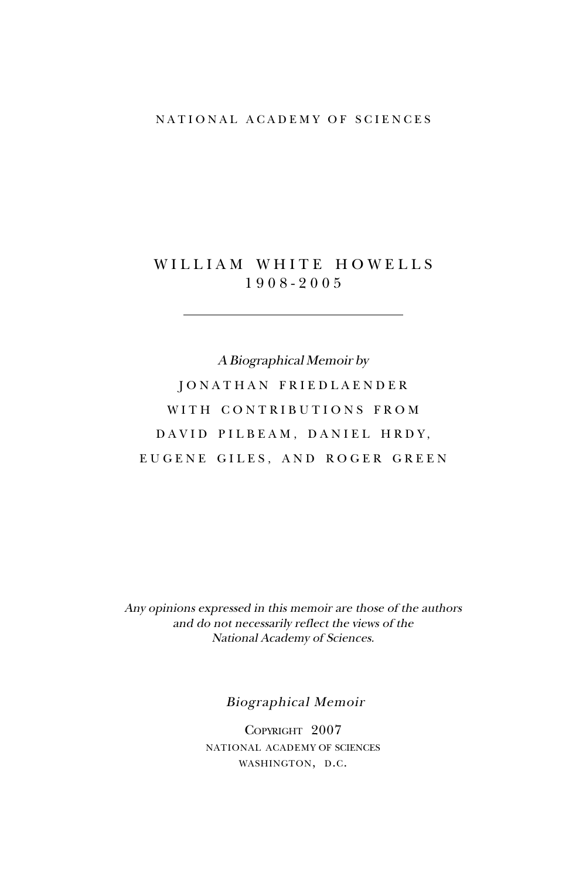NATIONAL ACADEMY OF SCIENCES

# WILLIAM WHITE HOWELLS
1908-2005

---

*A Biographical Memoir by*

JONATHAN FRIEDLAENDER

WITH CONTRIBUTIONS FROM

DAVID PILBEAM, DANIEL HRDY,

EUGENE GILES, AND ROGER GREEN

*Any opinions expressed in this memoir are those of the authors and do not necessarily reflect the views of the National Academy of Sciences.*

*Biographical Memoir*

COPYRIGHT 2007
NATIONAL ACADEMY OF SCIENCES
WASHINGTON, D.C.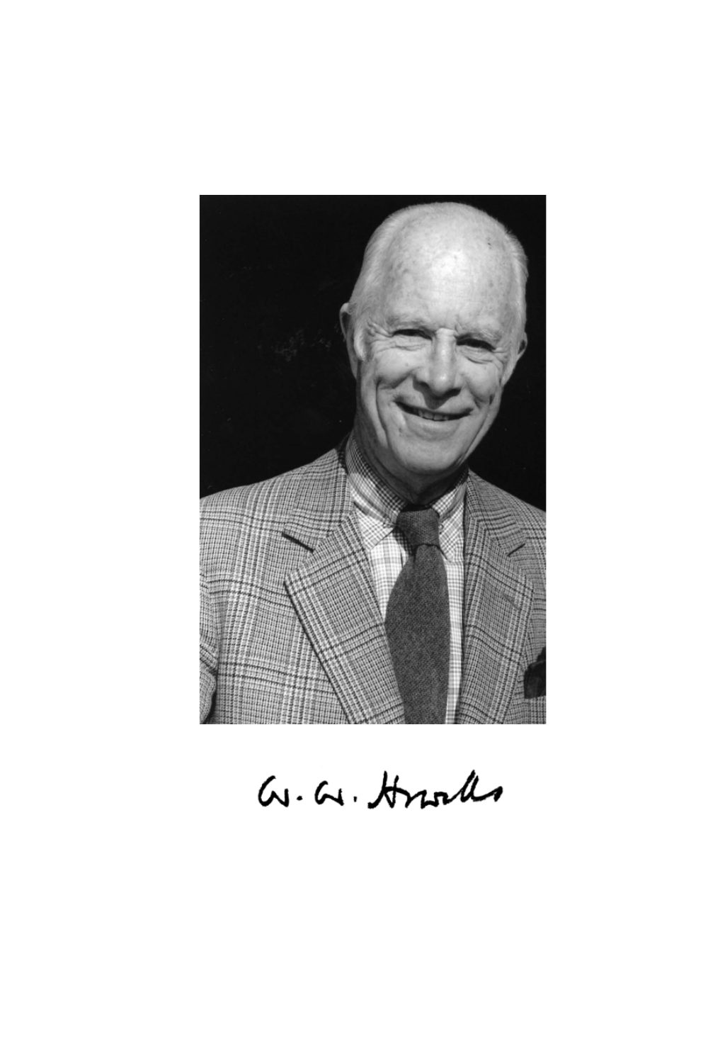W. W. Howells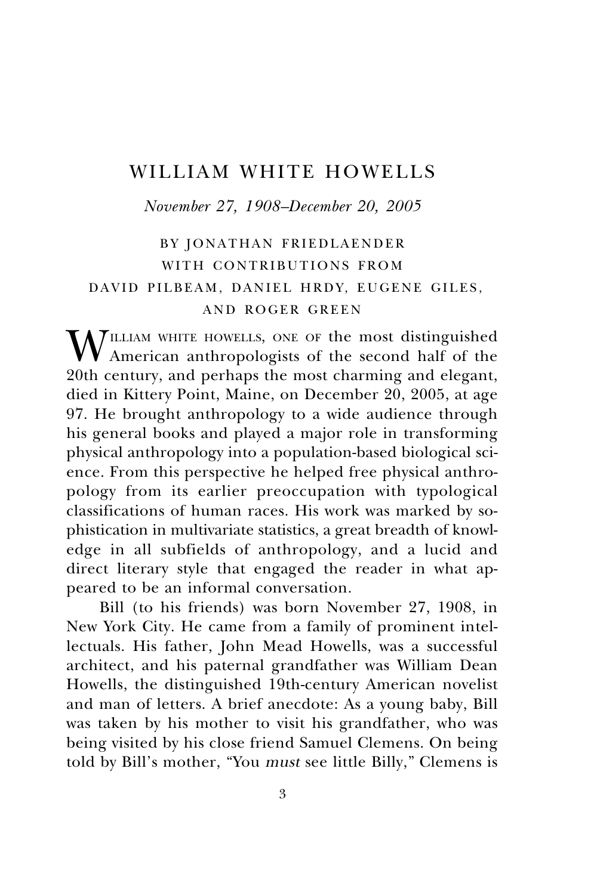# WILLIAM WHITE HOWELLS

*November 27, 1908–December 20, 2005*

BY JONATHAN FRIEDLAENDER
WITH CONTRIBUTIONS FROM
DAVID PILBEAM, DANIEL HRDY, EUGENE GILES,
AND ROGER GREEN

WILLIAM WHITE HOWELLS, ONE OF the most distinguished American anthropologists of the second half of the 20th century, and perhaps the most charming and elegant, died in Kittery Point, Maine, on December 20, 2005, at age 97. He brought anthropology to a wide audience through his general books and played a major role in transforming physical anthropology into a population-based biological science. From this perspective he helped free physical anthropology from its earlier preoccupation with typological classifications of human races. His work was marked by sophistication in multivariate statistics, a great breadth of knowledge in all subfields of anthropology, and a lucid and direct literary style that engaged the reader in what appeared to be an informal conversation.

Bill (to his friends) was born November 27, 1908, in New York City. He came from a family of prominent intellectuals. His father, John Mead Howells, was a successful architect, and his paternal grandfather was William Dean Howells, the distinguished 19th-century American novelist and man of letters. A brief anecdote: As a young baby, Bill was taken by his mother to visit his grandfather, who was being visited by his close friend Samuel Clemens. On being told by Bill's mother, "You *must* see little Billy," Clemens is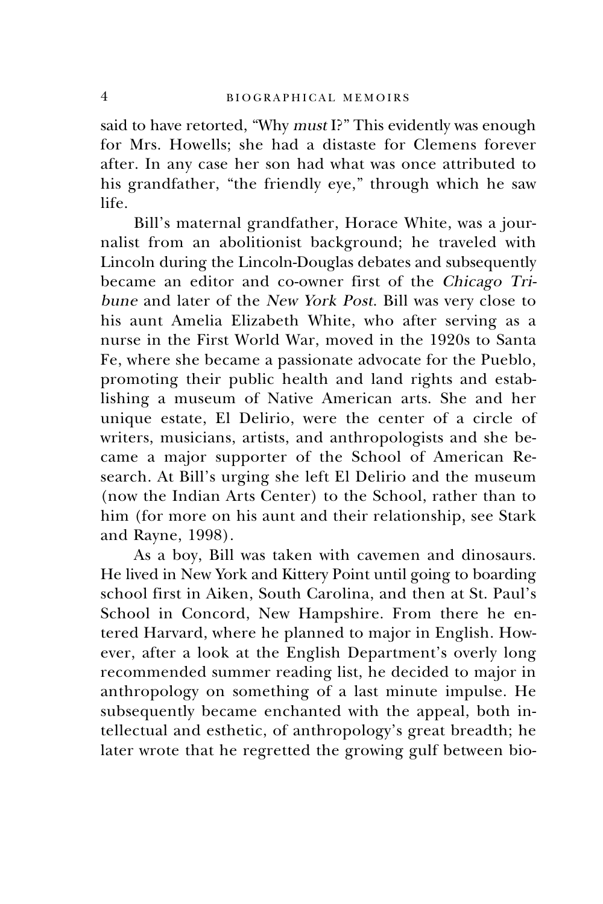said to have retorted, "Why *must* I?" This evidently was enough for Mrs. Howells; she had a distaste for Clemens forever after. In any case her son had what was once attributed to his grandfather, "the friendly eye," through which he saw life.

Bill's maternal grandfather, Horace White, was a journalist from an abolitionist background; he traveled with Lincoln during the Lincoln-Douglas debates and subsequently became an editor and co-owner first of the *Chicago Tribune* and later of the *New York Post*. Bill was very close to his aunt Amelia Elizabeth White, who after serving as a nurse in the First World War, moved in the 1920s to Santa Fe, where she became a passionate advocate for the Pueblo, promoting their public health and land rights and establishing a museum of Native American arts. She and her unique estate, El Delirio, were the center of a circle of writers, musicians, artists, and anthropologists and she became a major supporter of the School of American Research. At Bill's urging she left El Delirio and the museum (now the Indian Arts Center) to the School, rather than to him (for more on his aunt and their relationship, see Stark and Rayne, 1998).

As a boy, Bill was taken with cavemen and dinosaurs. He lived in New York and Kittery Point until going to boarding school first in Aiken, South Carolina, and then at St. Paul's School in Concord, New Hampshire. From there he entered Harvard, where he planned to major in English. However, after a look at the English Department's overly long recommended summer reading list, he decided to major in anthropology on something of a last minute impulse. He subsequently became enchanted with the appeal, both intellectual and esthetic, of anthropology's great breadth; he later wrote that he regretted the growing gulf between bio-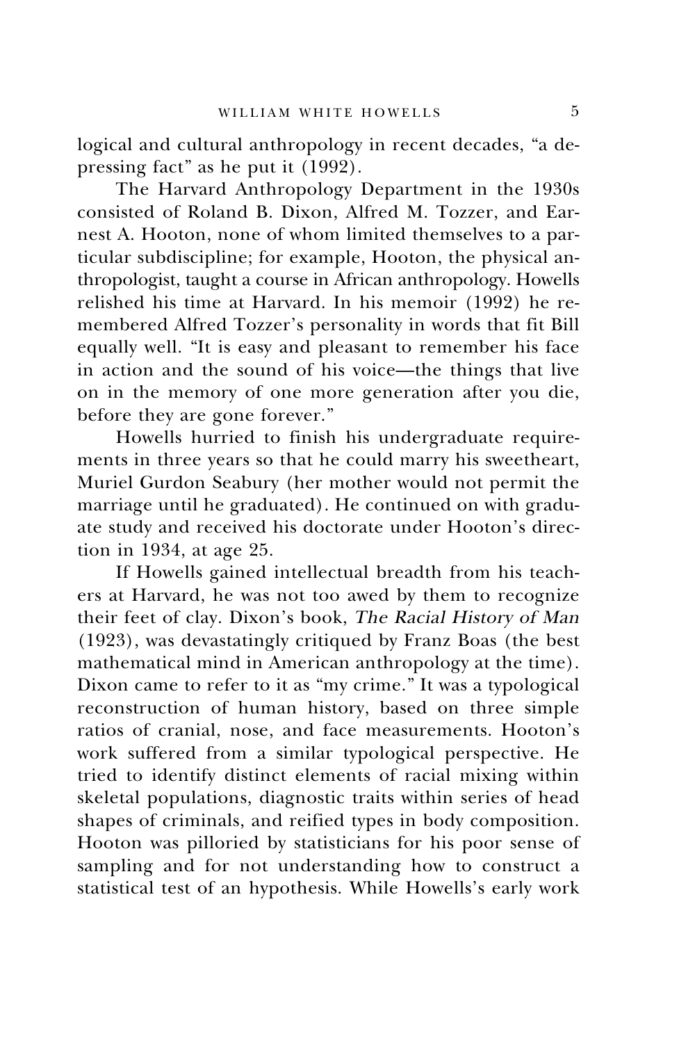logical and cultural anthropology in recent decades, "a depressing fact" as he put it (1992).

The Harvard Anthropology Department in the 1930s consisted of Roland B. Dixon, Alfred M. Tozzer, and Earnest A. Hooton, none of whom limited themselves to a particular subdiscipline; for example, Hooton, the physical anthropologist, taught a course in African anthropology. Howells relished his time at Harvard. In his memoir (1992) he remembered Alfred Tozzer's personality in words that fit Bill equally well. "It is easy and pleasant to remember his face in action and the sound of his voice—the things that live on in the memory of one more generation after you die, before they are gone forever."

Howells hurried to finish his undergraduate requirements in three years so that he could marry his sweetheart, Muriel Gurdon Seabury (her mother would not permit the marriage until he graduated). He continued on with graduate study and received his doctorate under Hooton's direction in 1934, at age 25.

If Howells gained intellectual breadth from his teachers at Harvard, he was not too awed by them to recognize their feet of clay. Dixon's book, *The Racial History of Man* (1923), was devastatingly critiqued by Franz Boas (the best mathematical mind in American anthropology at the time). Dixon came to refer to it as "my crime." It was a typological reconstruction of human history, based on three simple ratios of cranial, nose, and face measurements. Hooton's work suffered from a similar typological perspective. He tried to identify distinct elements of racial mixing within skeletal populations, diagnostic traits within series of head shapes of criminals, and reified types in body composition. Hooton was pilloried by statisticians for his poor sense of sampling and for not understanding how to construct a statistical test of an hypothesis. While Howells's early work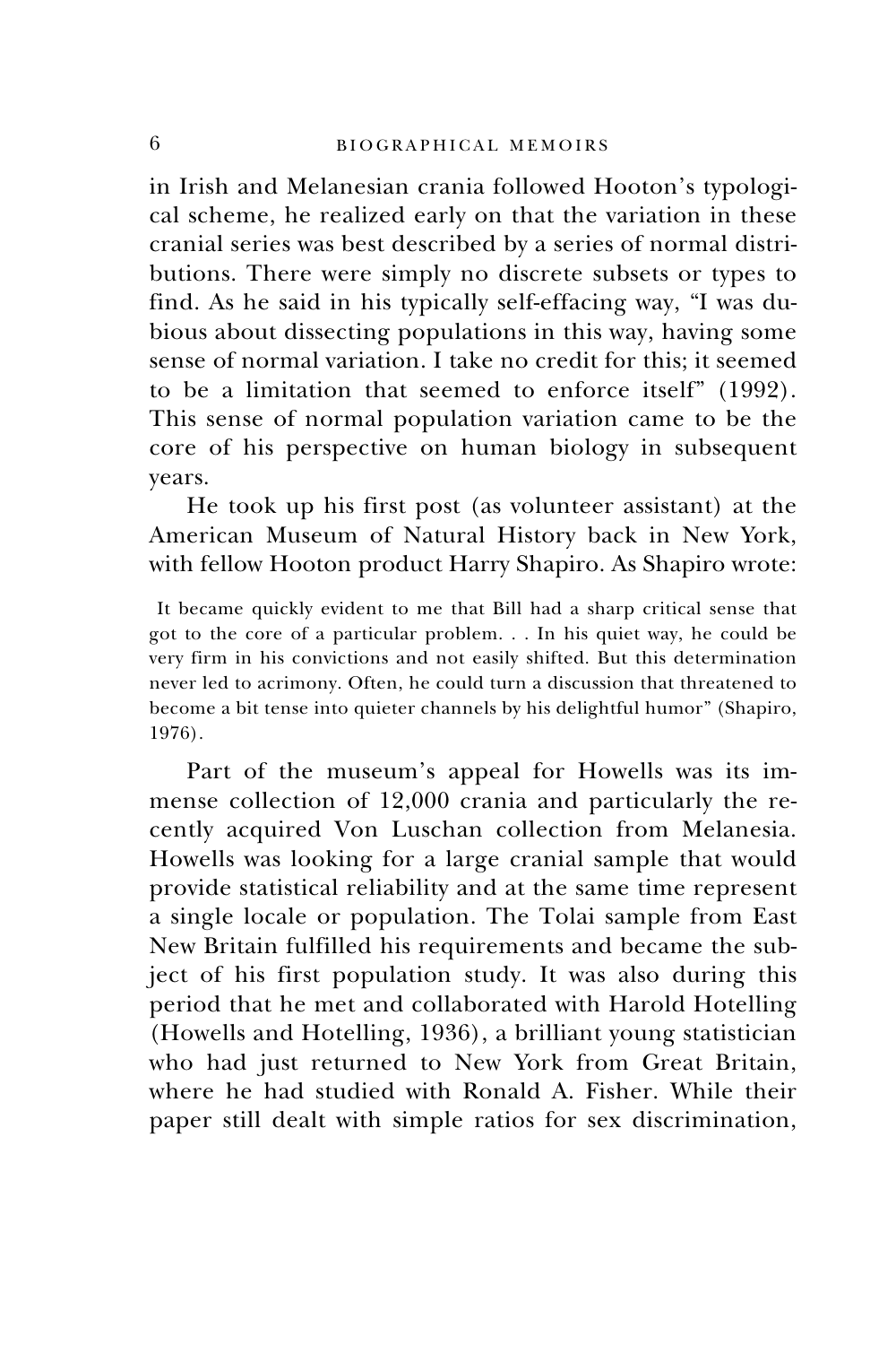in Irish and Melanesian crania followed Hooton's typological scheme, he realized early on that the variation in these cranial series was best described by a series of normal distributions. There were simply no discrete subsets or types to find. As he said in his typically self-effacing way, "I was dubious about dissecting populations in this way, having some sense of normal variation. I take no credit for this; it seemed to be a limitation that seemed to enforce itself" (1992). This sense of normal population variation came to be the core of his perspective on human biology in subsequent years.

He took up his first post (as volunteer assistant) at the American Museum of Natural History back in New York, with fellow Hooton product Harry Shapiro. As Shapiro wrote:

> It became quickly evident to me that Bill had a sharp critical sense that got to the core of a particular problem. . . In his quiet way, he could be very firm in his convictions and not easily shifted. But this determination never led to acrimony. Often, he could turn a discussion that threatened to become a bit tense into quieter channels by his delightful humor" (Shapiro, 1976).

Part of the museum's appeal for Howells was its immense collection of 12,000 crania and particularly the recently acquired Von Luschan collection from Melanesia. Howells was looking for a large cranial sample that would provide statistical reliability and at the same time represent a single locale or population. The Tolai sample from East New Britain fulfilled his requirements and became the subject of his first population study. It was also during this period that he met and collaborated with Harold Hotelling (Howells and Hotelling, 1936), a brilliant young statistician who had just returned to New York from Great Britain, where he had studied with Ronald A. Fisher. While their paper still dealt with simple ratios for sex discrimination,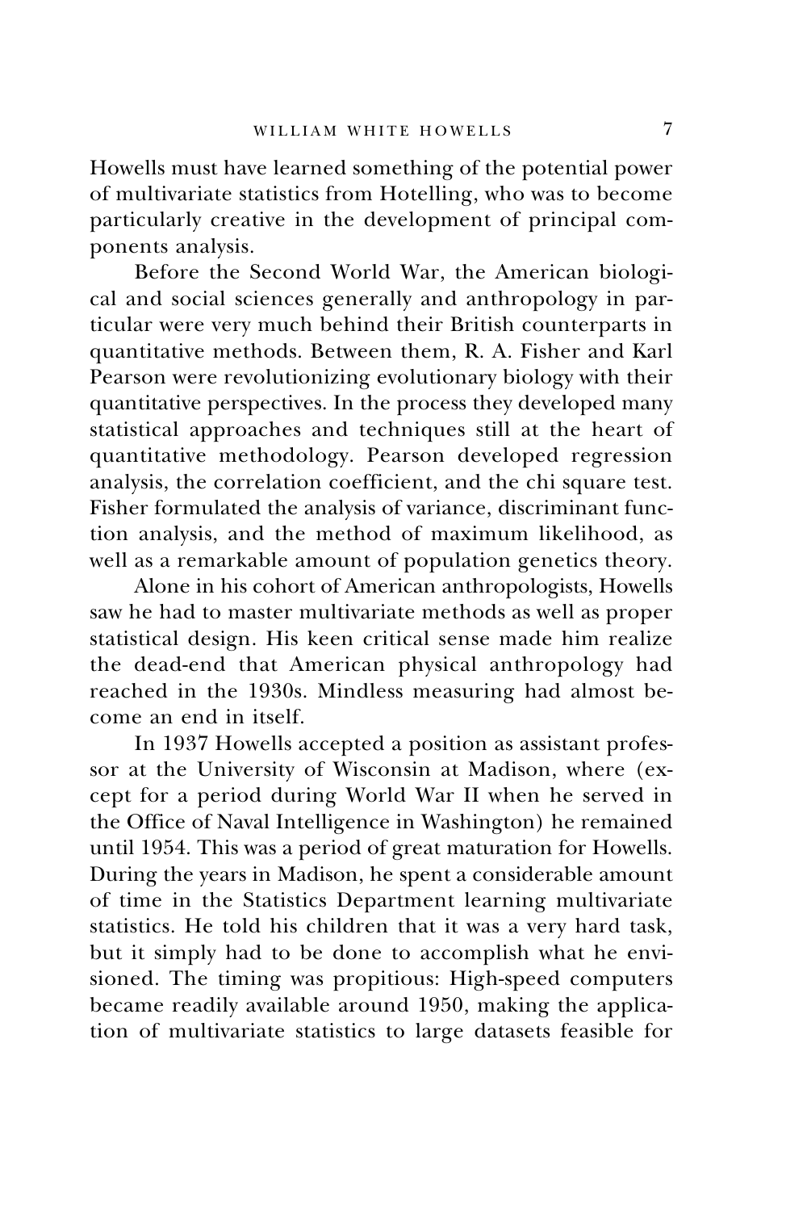Howells must have learned something of the potential power of multivariate statistics from Hotelling, who was to become particularly creative in the development of principal components analysis.

Before the Second World War, the American biological and social sciences generally and anthropology in particular were very much behind their British counterparts in quantitative methods. Between them, R. A. Fisher and Karl Pearson were revolutionizing evolutionary biology with their quantitative perspectives. In the process they developed many statistical approaches and techniques still at the heart of quantitative methodology. Pearson developed regression analysis, the correlation coefficient, and the chi square test. Fisher formulated the analysis of variance, discriminant function analysis, and the method of maximum likelihood, as well as a remarkable amount of population genetics theory.

Alone in his cohort of American anthropologists, Howells saw he had to master multivariate methods as well as proper statistical design. His keen critical sense made him realize the dead-end that American physical anthropology had reached in the 1930s. Mindless measuring had almost become an end in itself.

In 1937 Howells accepted a position as assistant professor at the University of Wisconsin at Madison, where (except for a period during World War II when he served in the Office of Naval Intelligence in Washington) he remained until 1954. This was a period of great maturation for Howells. During the years in Madison, he spent a considerable amount of time in the Statistics Department learning multivariate statistics. He told his children that it was a very hard task, but it simply had to be done to accomplish what he envisioned. The timing was propitious: High-speed computers became readily available around 1950, making the application of multivariate statistics to large datasets feasible for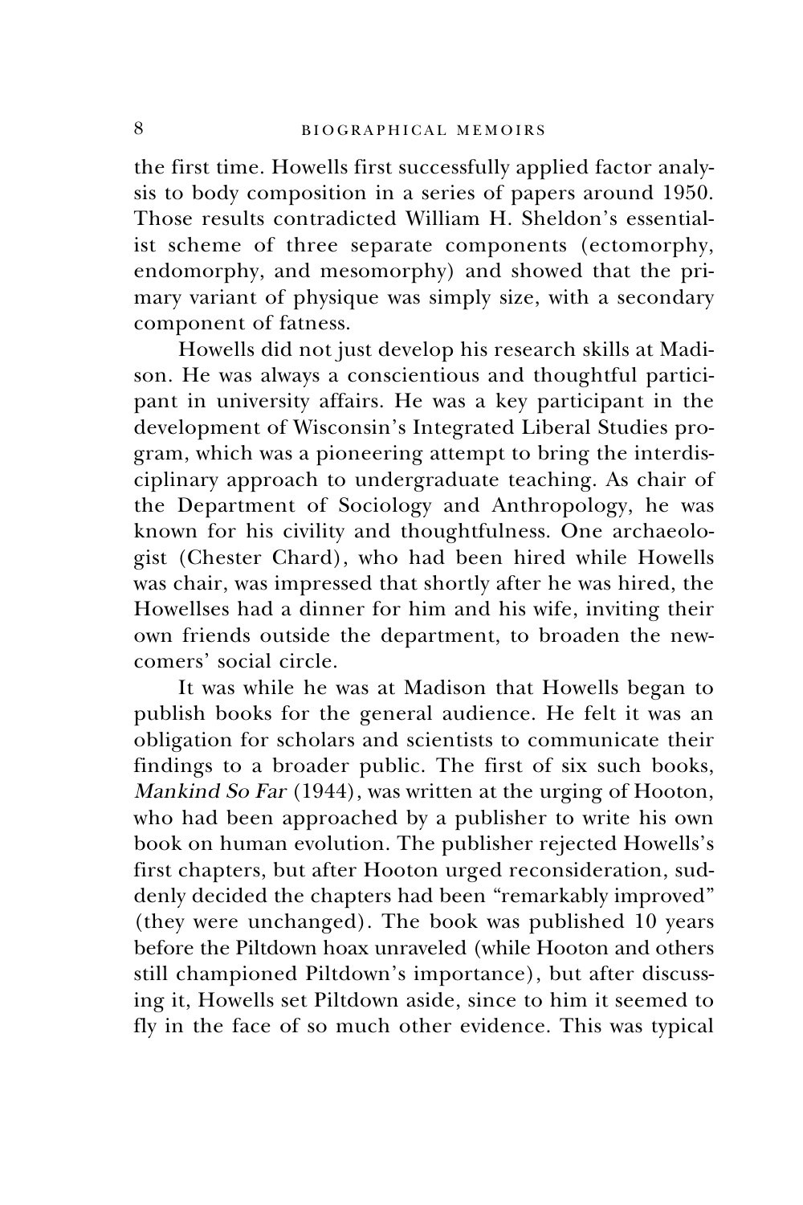the first time. Howells first successfully applied factor analysis to body composition in a series of papers around 1950. Those results contradicted William H. Sheldon's essentialist scheme of three separate components (ectomorphy, endomorphy, and mesomorphy) and showed that the primary variant of physique was simply size, with a secondary component of fatness.

Howells did not just develop his research skills at Madison. He was always a conscientious and thoughtful participant in university affairs. He was a key participant in the development of Wisconsin's Integrated Liberal Studies program, which was a pioneering attempt to bring the interdisciplinary approach to undergraduate teaching. As chair of the Department of Sociology and Anthropology, he was known for his civility and thoughtfulness. One archaeologist (Chester Chard), who had been hired while Howells was chair, was impressed that shortly after he was hired, the Howellses had a dinner for him and his wife, inviting their own friends outside the department, to broaden the newcomers' social circle.

It was while he was at Madison that Howells began to publish books for the general audience. He felt it was an obligation for scholars and scientists to communicate their findings to a broader public. The first of six such books, *Mankind So Far* (1944), was written at the urging of Hooton, who had been approached by a publisher to write his own book on human evolution. The publisher rejected Howells's first chapters, but after Hooton urged reconsideration, suddenly decided the chapters had been "remarkably improved" (they were unchanged). The book was published 10 years before the Piltdown hoax unraveled (while Hooton and others still championed Piltdown's importance), but after discussing it, Howells set Piltdown aside, since to him it seemed to fly in the face of so much other evidence. This was typical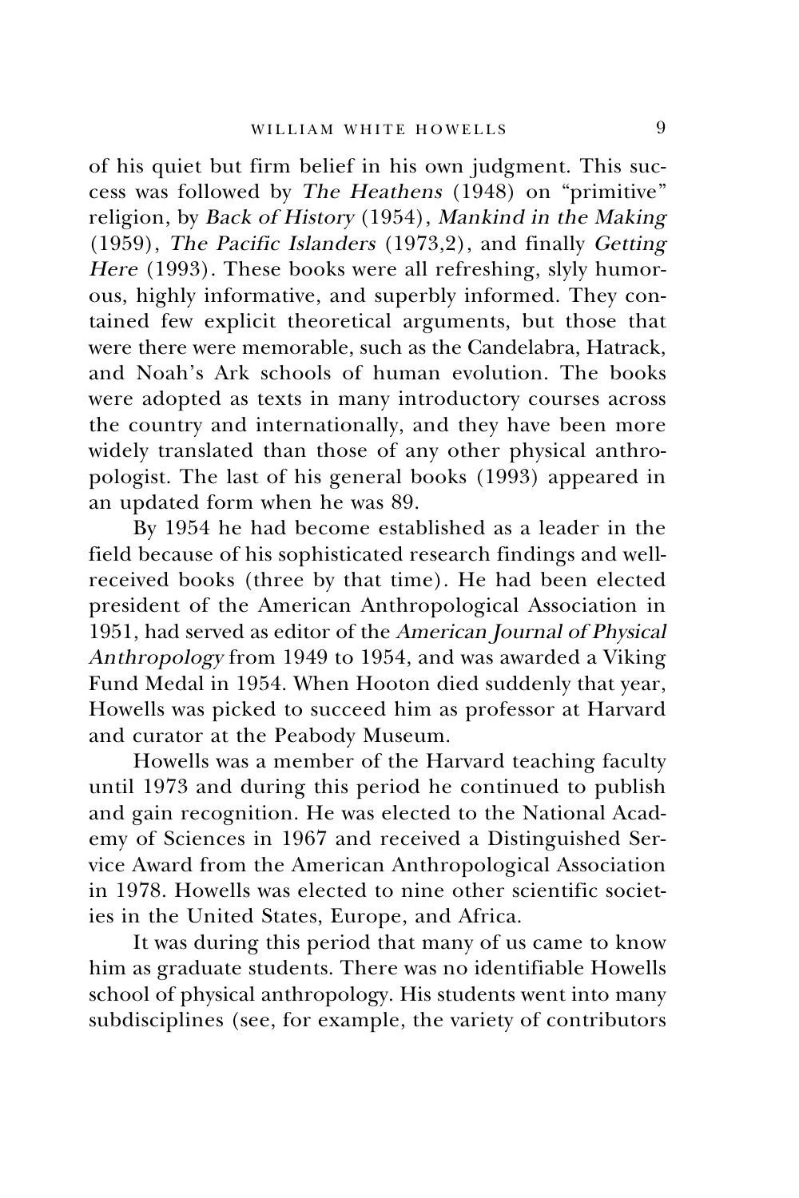of his quiet but firm belief in his own judgment. This success was followed by *The Heathens* (1948) on "primitive" religion, by *Back of History* (1954), *Mankind in the Making* (1959), *The Pacific Islanders* (1973,2), and finally *Getting Here* (1993). These books were all refreshing, slyly humorous, highly informative, and superbly informed. They contained few explicit theoretical arguments, but those that were there were memorable, such as the Candelabra, Hatrack, and Noah's Ark schools of human evolution. The books were adopted as texts in many introductory courses across the country and internationally, and they have been more widely translated than those of any other physical anthropologist. The last of his general books (1993) appeared in an updated form when he was 89.

By 1954 he had become established as a leader in the field because of his sophisticated research findings and well-received books (three by that time). He had been elected president of the American Anthropological Association in 1951, had served as editor of the *American Journal of Physical Anthropology* from 1949 to 1954, and was awarded a Viking Fund Medal in 1954. When Hooton died suddenly that year, Howells was picked to succeed him as professor at Harvard and curator at the Peabody Museum.

Howells was a member of the Harvard teaching faculty until 1973 and during this period he continued to publish and gain recognition. He was elected to the National Academy of Sciences in 1967 and received a Distinguished Service Award from the American Anthropological Association in 1978. Howells was elected to nine other scientific societies in the United States, Europe, and Africa.

It was during this period that many of us came to know him as graduate students. There was no identifiable Howells school of physical anthropology. His students went into many subdisciplines (see, for example, the variety of contributors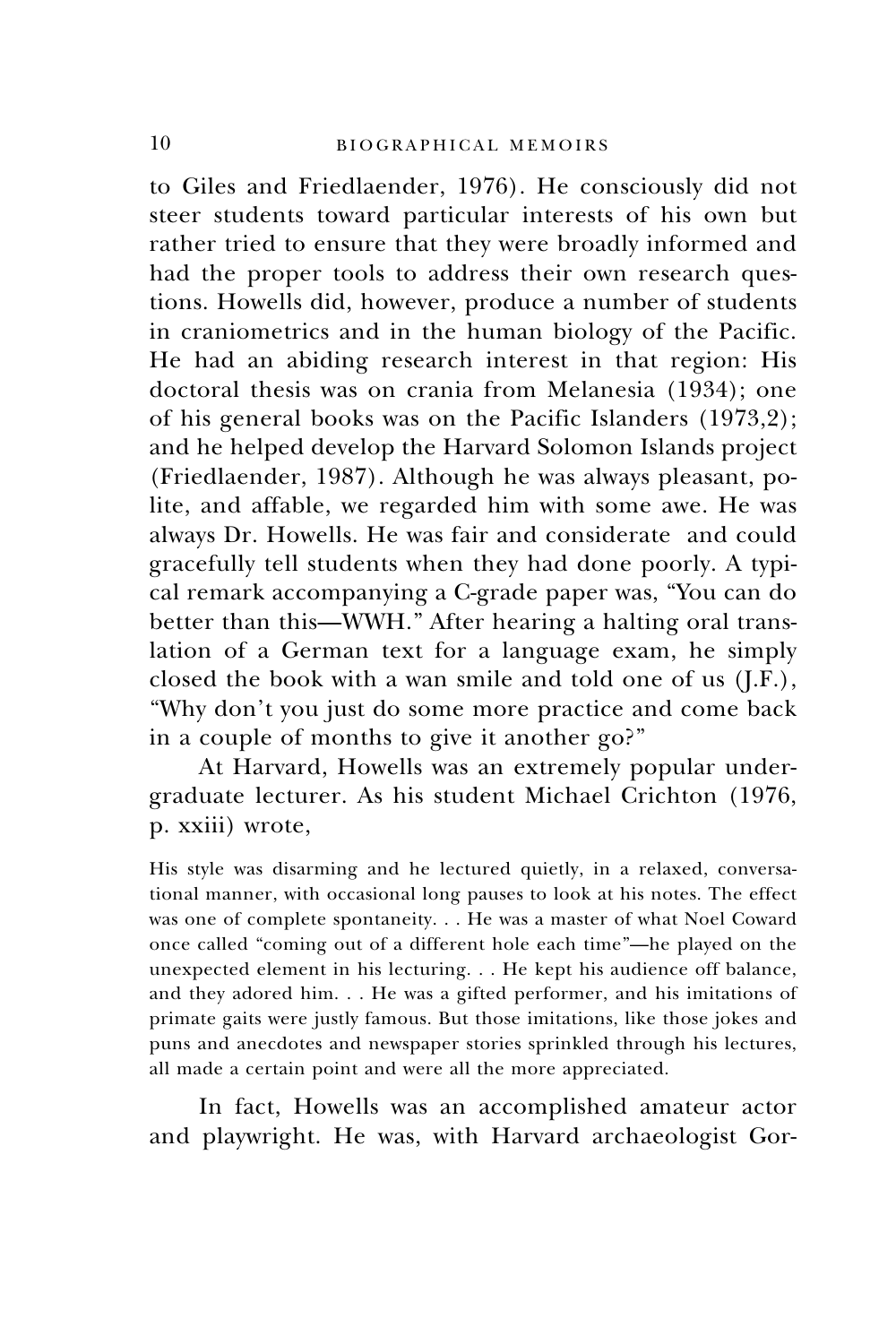to Giles and Friedlaender, 1976). He consciously did not steer students toward particular interests of his own but rather tried to ensure that they were broadly informed and had the proper tools to address their own research questions. Howells did, however, produce a number of students in craniometrics and in the human biology of the Pacific. He had an abiding research interest in that region: His doctoral thesis was on crania from Melanesia (1934); one of his general books was on the Pacific Islanders (1973,2); and he helped develop the Harvard Solomon Islands project (Friedlaender, 1987). Although he was always pleasant, polite, and affable, we regarded him with some awe. He was always Dr. Howells. He was fair and considerate and could gracefully tell students when they had done poorly. A typical remark accompanying a C-grade paper was, "You can do better than this—WWH." After hearing a halting oral translation of a German text for a language exam, he simply closed the book with a wan smile and told one of us (J.F.), "Why don't you just do some more practice and come back in a couple of months to give it another go?"

At Harvard, Howells was an extremely popular undergraduate lecturer. As his student Michael Crichton (1976, p. xxiii) wrote,

> His style was disarming and he lectured quietly, in a relaxed, conversational manner, with occasional long pauses to look at his notes. The effect was one of complete spontaneity. . . He was a master of what Noel Coward once called "coming out of a different hole each time"—he played on the unexpected element in his lecturing. . . He kept his audience off balance, and they adored him. . . He was a gifted performer, and his imitations of primate gaits were justly famous. But those imitations, like those jokes and puns and anecdotes and newspaper stories sprinkled through his lectures, all made a certain point and were all the more appreciated.

In fact, Howells was an accomplished amateur actor and playwright. He was, with Harvard archaeologist Gor-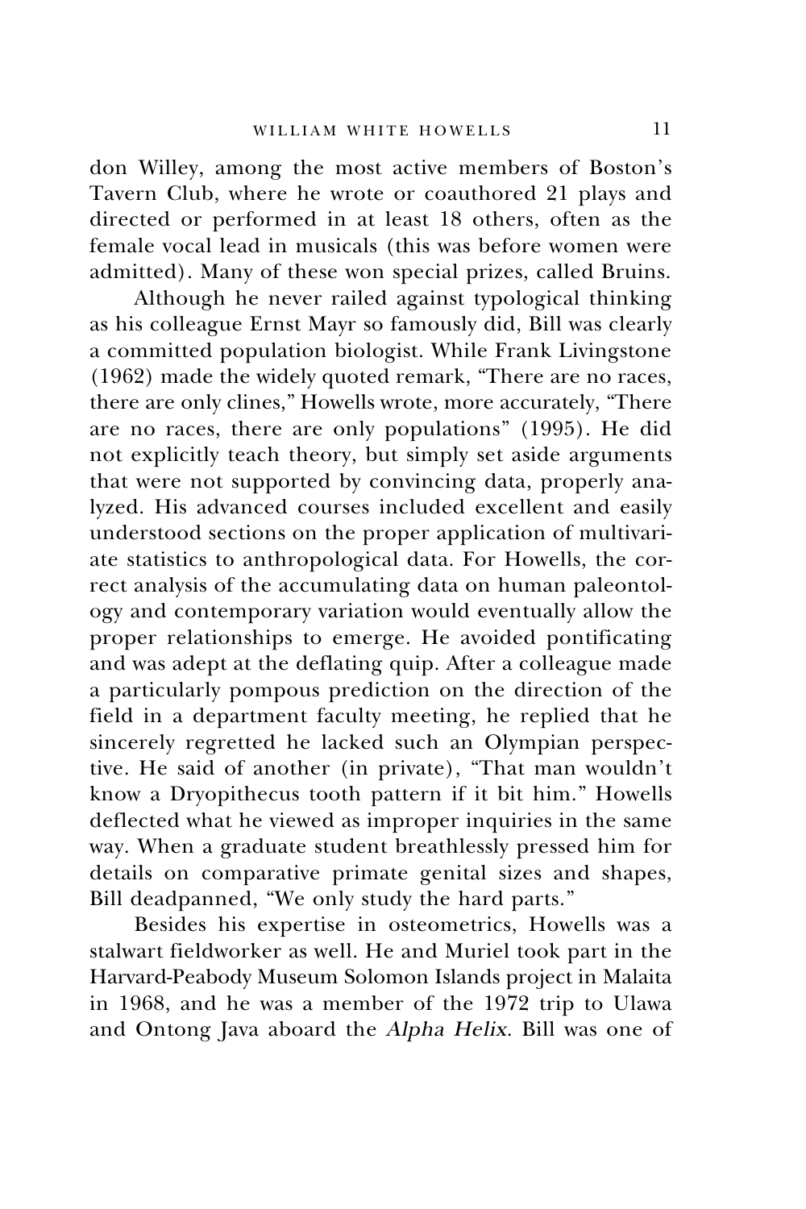don Willey, among the most active members of Boston's Tavern Club, where he wrote or coauthored 21 plays and directed or performed in at least 18 others, often as the female vocal lead in musicals (this was before women were admitted). Many of these won special prizes, called Bruins.

Although he never railed against typological thinking as his colleague Ernst Mayr so famously did, Bill was clearly a committed population biologist. While Frank Livingstone (1962) made the widely quoted remark, "There are no races, there are only clines," Howells wrote, more accurately, "There are no races, there are only populations" (1995). He did not explicitly teach theory, but simply set aside arguments that were not supported by convincing data, properly analyzed. His advanced courses included excellent and easily understood sections on the proper application of multivariate statistics to anthropological data. For Howells, the correct analysis of the accumulating data on human paleontology and contemporary variation would eventually allow the proper relationships to emerge. He avoided pontificating and was adept at the deflating quip. After a colleague made a particularly pompous prediction on the direction of the field in a department faculty meeting, he replied that he sincerely regretted he lacked such an Olympian perspective. He said of another (in private), "That man wouldn't know a Dryopithecus tooth pattern if it bit him." Howells deflected what he viewed as improper inquiries in the same way. When a graduate student breathlessly pressed him for details on comparative primate genital sizes and shapes, Bill deadpanned, "We only study the hard parts."

Besides his expertise in osteometrics, Howells was a stalwart fieldworker as well. He and Muriel took part in the Harvard-Peabody Museum Solomon Islands project in Malaita in 1968, and he was a member of the 1972 trip to Ulawa and Ontong Java aboard the *Alpha Helix*. Bill was one of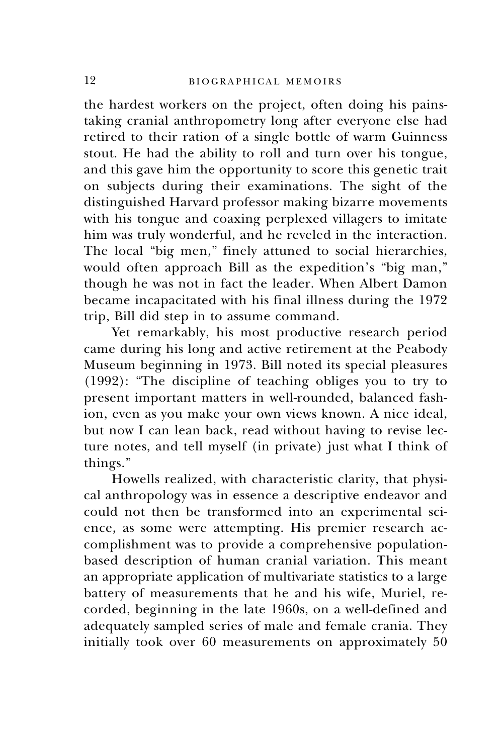the hardest workers on the project, often doing his painstaking cranial anthropometry long after everyone else had retired to their ration of a single bottle of warm Guinness stout. He had the ability to roll and turn over his tongue, and this gave him the opportunity to score this genetic trait on subjects during their examinations. The sight of the distinguished Harvard professor making bizarre movements with his tongue and coaxing perplexed villagers to imitate him was truly wonderful, and he reveled in the interaction. The local "big men," finely attuned to social hierarchies, would often approach Bill as the expedition's "big man," though he was not in fact the leader. When Albert Damon became incapacitated with his final illness during the 1972 trip, Bill did step in to assume command.

Yet remarkably, his most productive research period came during his long and active retirement at the Peabody Museum beginning in 1973. Bill noted its special pleasures (1992): "The discipline of teaching obliges you to try to present important matters in well-rounded, balanced fashion, even as you make your own views known. A nice ideal, but now I can lean back, read without having to revise lecture notes, and tell myself (in private) just what I think of things."

Howells realized, with characteristic clarity, that physical anthropology was in essence a descriptive endeavor and could not then be transformed into an experimental science, as some were attempting. His premier research accomplishment was to provide a comprehensive population-based description of human cranial variation. This meant an appropriate application of multivariate statistics to a large battery of measurements that he and his wife, Muriel, recorded, beginning in the late 1960s, on a well-defined and adequately sampled series of male and female crania. They initially took over 60 measurements on approximately 50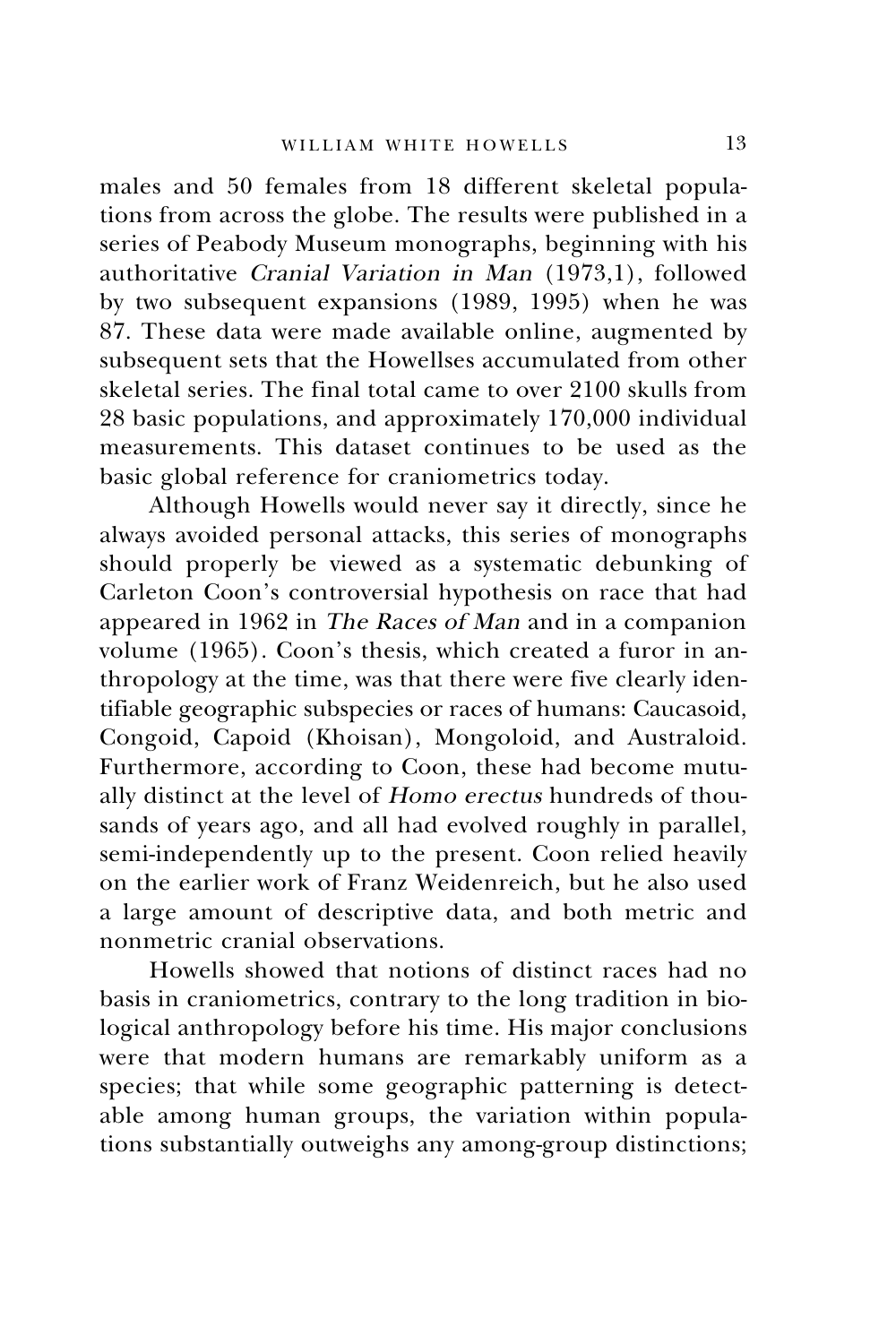males and 50 females from 18 different skeletal populations from across the globe. The results were published in a series of Peabody Museum monographs, beginning with his authoritative *Cranial Variation in Man* (1973,1), followed by two subsequent expansions (1989, 1995) when he was 87. These data were made available online, augmented by subsequent sets that the Howellses accumulated from other skeletal series. The final total came to over 2100 skulls from 28 basic populations, and approximately 170,000 individual measurements. This dataset continues to be used as the basic global reference for craniometrics today.

Although Howells would never say it directly, since he always avoided personal attacks, this series of monographs should properly be viewed as a systematic debunking of Carleton Coon's controversial hypothesis on race that had appeared in 1962 in *The Races of Man* and in a companion volume (1965). Coon's thesis, which created a furor in anthropology at the time, was that there were five clearly identifiable geographic subspecies or races of humans: Caucasoid, Congoid, Capoid (Khoisan), Mongoloid, and Australoid. Furthermore, according to Coon, these had become mutually distinct at the level of *Homo erectus* hundreds of thousands of years ago, and all had evolved roughly in parallel, semi-independently up to the present. Coon relied heavily on the earlier work of Franz Weidenreich, but he also used a large amount of descriptive data, and both metric and nonmetric cranial observations.

Howells showed that notions of distinct races had no basis in craniometrics, contrary to the long tradition in biological anthropology before his time. His major conclusions were that modern humans are remarkably uniform as a species; that while some geographic patterning is detectable among human groups, the variation within populations substantially outweighs any among-group distinctions;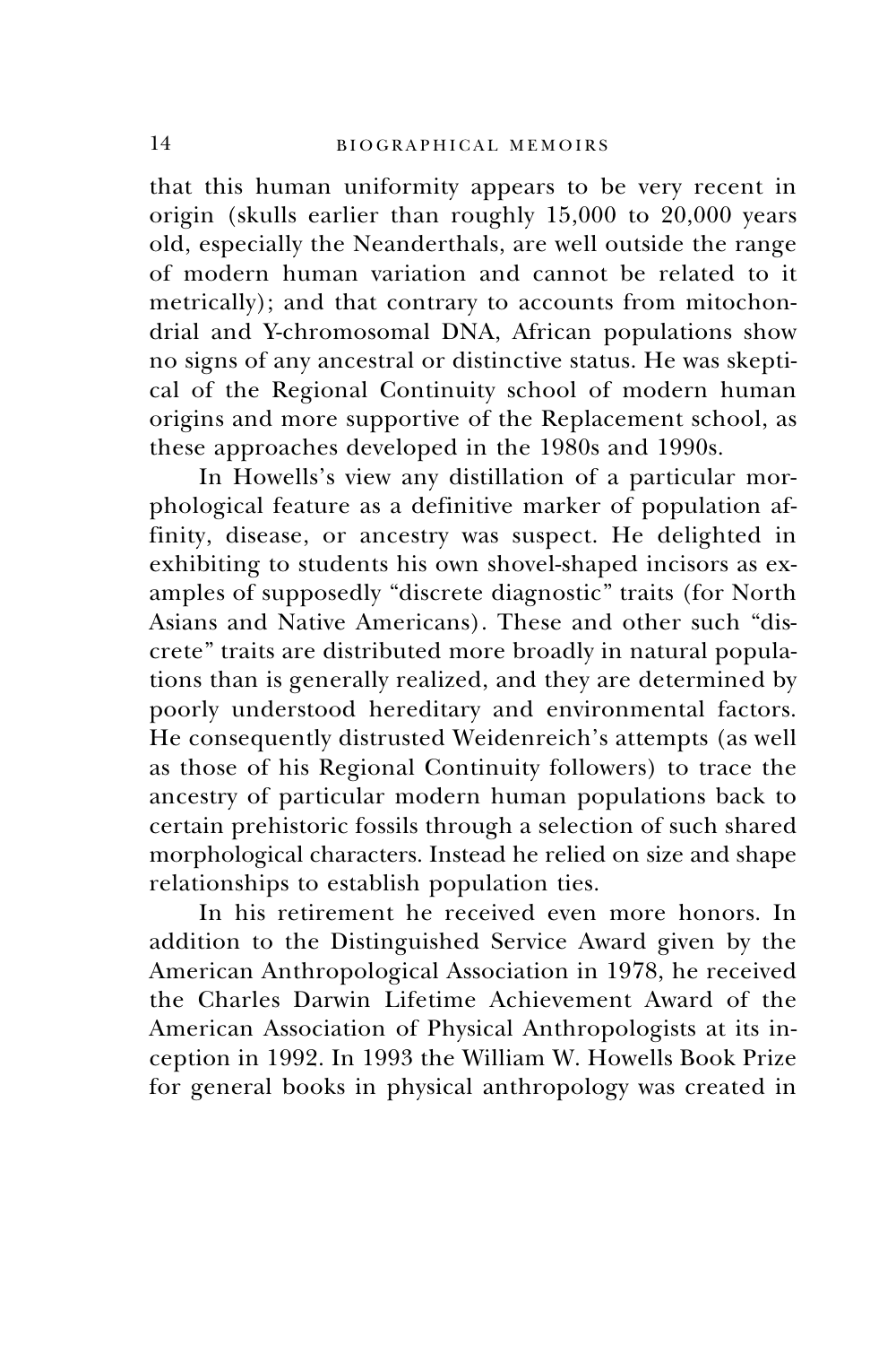that this human uniformity appears to be very recent in origin (skulls earlier than roughly 15,000 to 20,000 years old, especially the Neanderthals, are well outside the range of modern human variation and cannot be related to it metrically); and that contrary to accounts from mitochondrial and Y-chromosomal DNA, African populations show no signs of any ancestral or distinctive status. He was skeptical of the Regional Continuity school of modern human origins and more supportive of the Replacement school, as these approaches developed in the 1980s and 1990s.

In Howells's view any distillation of a particular morphological feature as a definitive marker of population affinity, disease, or ancestry was suspect. He delighted in exhibiting to students his own shovel-shaped incisors as examples of supposedly "discrete diagnostic" traits (for North Asians and Native Americans). These and other such "discrete" traits are distributed more broadly in natural populations than is generally realized, and they are determined by poorly understood hereditary and environmental factors. He consequently distrusted Weidenreich's attempts (as well as those of his Regional Continuity followers) to trace the ancestry of particular modern human populations back to certain prehistoric fossils through a selection of such shared morphological characters. Instead he relied on size and shape relationships to establish population ties.

In his retirement he received even more honors. In addition to the Distinguished Service Award given by the American Anthropological Association in 1978, he received the Charles Darwin Lifetime Achievement Award of the American Association of Physical Anthropologists at its inception in 1992. In 1993 the William W. Howells Book Prize for general books in physical anthropology was created in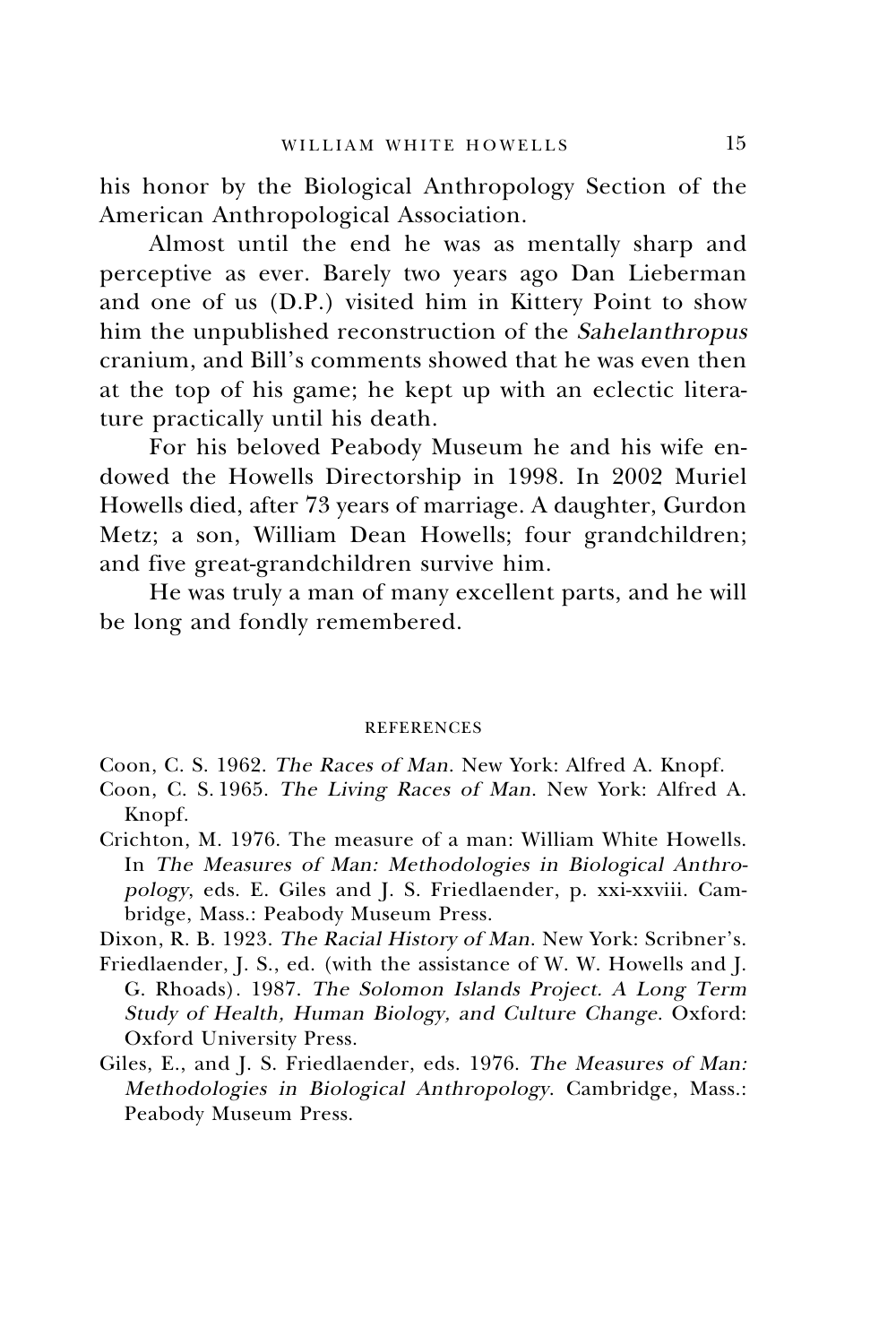his honor by the Biological Anthropology Section of the American Anthropological Association.

Almost until the end he was as mentally sharp and perceptive as ever. Barely two years ago Dan Lieberman and one of us (D.P.) visited him in Kittery Point to show him the unpublished reconstruction of the *Sahelanthropus* cranium, and Bill's comments showed that he was even then at the top of his game; he kept up with an eclectic literature practically until his death.

For his beloved Peabody Museum he and his wife endowed the Howells Directorship in 1998. In 2002 Muriel Howells died, after 73 years of marriage. A daughter, Gurdon Metz; a son, William Dean Howells; four grandchildren; and five great-grandchildren survive him.

He was truly a man of many excellent parts, and he will be long and fondly remembered.

## REFERENCES

Coon, C. S. 1962. *The Races of Man*. New York: Alfred A. Knopf.

Coon, C. S. 1965. *The Living Races of Man*. New York: Alfred A. Knopf.

Crichton, M. 1976. The measure of a man: William White Howells. In *The Measures of Man: Methodologies in Biological Anthropology*, eds. E. Giles and J. S. Friedlaender, p. xxi-xxviii. Cambridge, Mass.: Peabody Museum Press.

Dixon, R. B. 1923. *The Racial History of Man*. New York: Scribner's.

Friedlaender, J. S., ed. (with the assistance of W. W. Howells and J. G. Rhoads). 1987. *The Solomon Islands Project. A Long Term Study of Health, Human Biology, and Culture Change*. Oxford: Oxford University Press.

Giles, E., and J. S. Friedlaender, eds. 1976. *The Measures of Man: Methodologies in Biological Anthropology*. Cambridge, Mass.: Peabody Museum Press.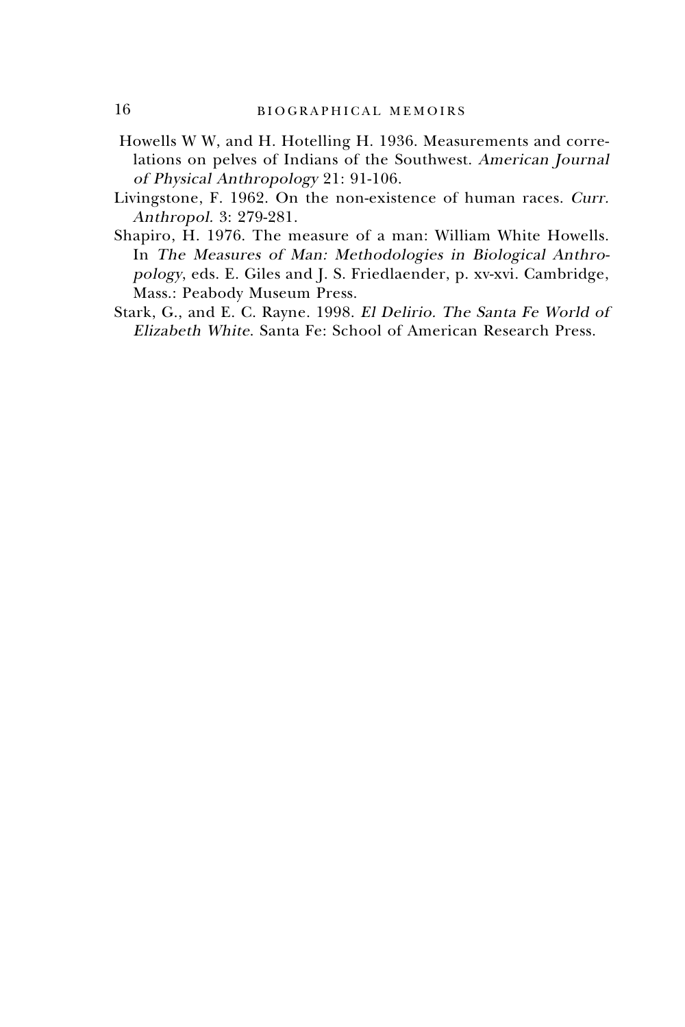Howells W W, and H. Hotelling H. 1936. Measurements and correlations on pelves of Indians of the Southwest. *American Journal of Physical Anthropology* 21: 91-106.

Livingstone, F. 1962. On the non-existence of human races. *Curr. Anthropol.* 3: 279-281.

Shapiro, H. 1976. The measure of a man: William White Howells. In *The Measures of Man: Methodologies in Biological Anthropology*, eds. E. Giles and J. S. Friedlaender, p. xv-xvi. Cambridge, Mass.: Peabody Museum Press.

Stark, G., and E. C. Rayne. 1998. *El Delirio. The Santa Fe World of Elizabeth White*. Santa Fe: School of American Research Press.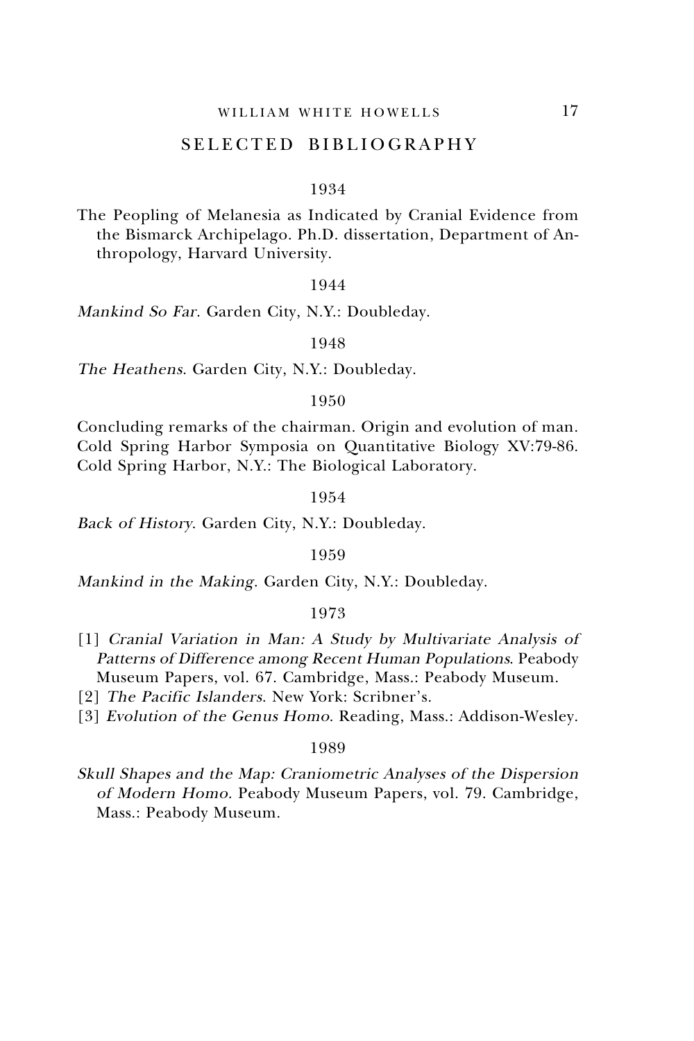## SELECTED BIBLIOGRAPHY

1934

The Peopling of Melanesia as Indicated by Cranial Evidence from the Bismarck Archipelago. Ph.D. dissertation, Department of Anthropology, Harvard University.

1944

*Mankind So Far*. Garden City, N.Y.: Doubleday.

1948

*The Heathens*. Garden City, N.Y.: Doubleday.

1950

Concluding remarks of the chairman. Origin and evolution of man. Cold Spring Harbor Symposia on Quantitative Biology XV:79-86. Cold Spring Harbor, N.Y.: The Biological Laboratory.

1954

*Back of History*. Garden City, N.Y.: Doubleday.

1959

*Mankind in the Making*. Garden City, N.Y.: Doubleday.

1973

[1] *Cranial Variation in Man: A Study by Multivariate Analysis of Patterns of Difference among Recent Human Populations*. Peabody Museum Papers, vol. 67. Cambridge, Mass.: Peabody Museum.

[2] *The Pacific Islanders*. New York: Scribner's.

[3] *Evolution of the Genus Homo*. Reading, Mass.: Addison-Wesley.

1989

*Skull Shapes and the Map: Craniometric Analyses of the Dispersion of Modern Homo.* Peabody Museum Papers, vol. 79. Cambridge, Mass.: Peabody Museum.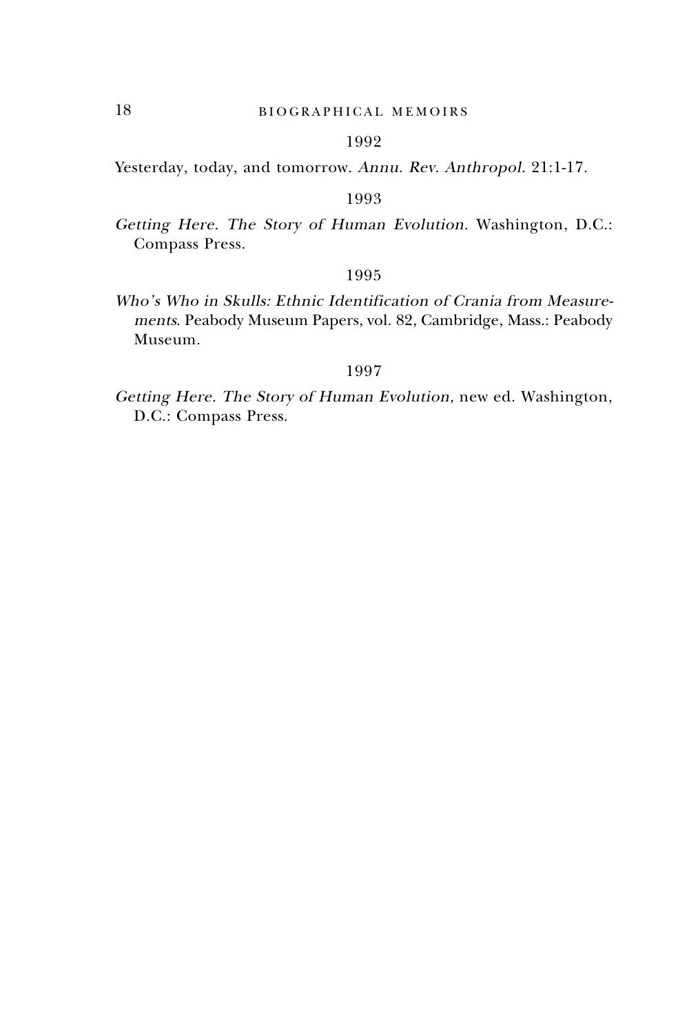1992

Yesterday, today, and tomorrow. *Annu. Rev. Anthropol.* 21:1-17.

1993

*Getting Here. The Story of Human Evolution*. Washington, D.C.: Compass Press.

1995

*Who's Who in Skulls: Ethnic Identification of Crania from Measurements*. Peabody Museum Papers, vol. 82, Cambridge, Mass.: Peabody Museum.

1997

*Getting Here. The Story of Human Evolution,* new ed. Washington, D.C.: Compass Press.